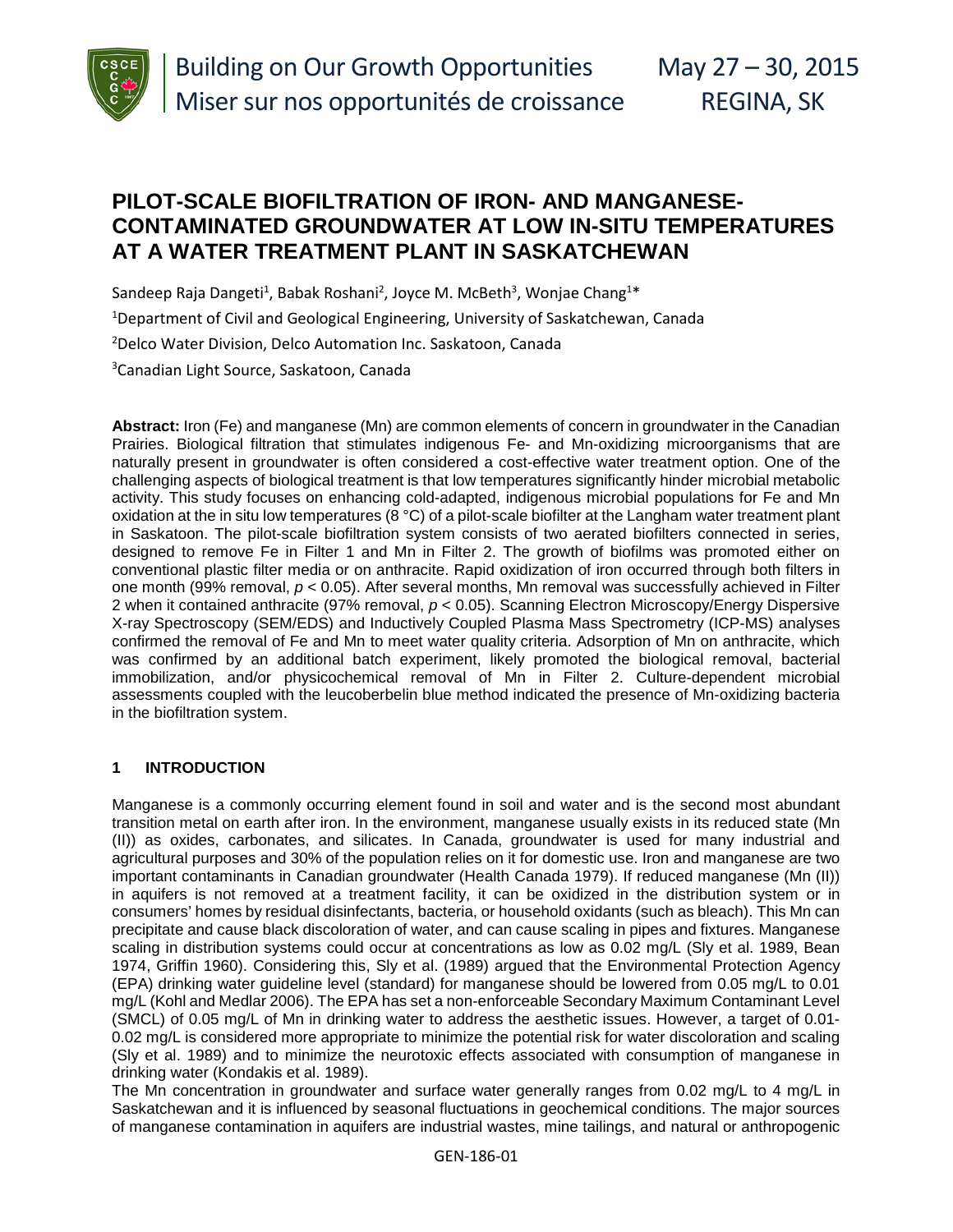# PILOT-SCALE BIOFILTRATION OF IRON- AND MANGANESE-CONTAMINATED GROUNDWATER AT LOW IN-SITU TEMPERATURES AT A WATER TREATMENT PLANT IN SASKATCHEWAN

Sandeep Raja Dangeti[1], Babak Roshani[2], Joyce M. McBeth[3], Wonjae Chang[1]*

[1]Department of Civil and Geological Engineering, University of Saskatchewan, Canada

[2]Delco Water Division, Delco Automation Inc. Saskatoon, Canada

[3]Canadian Light Source, Saskatoon, Canada

**Abstract:** Iron (Fe) and manganese (Mn) are common elements of concern in groundwater in the Canadian Prairies. Biological filtration that stimulates indigenous Fe- and Mn-oxidizing microorganisms that are naturally present in groundwater is often considered a cost-effective water treatment option. One of the challenging aspects of biological treatment is that low temperatures significantly hinder microbial metabolic activity. This study focuses on enhancing cold-adapted, indigenous microbial populations for Fe and Mn oxidation at the in situ low temperatures (8 °C) of a pilot-scale biofilter at the Langham water treatment plant in Saskatoon. The pilot-scale biofiltration system consists of two aerated biofilters connected in series, designed to remove Fe in Filter 1 and Mn in Filter 2. The growth of biofilms was promoted either on conventional plastic filter media or on anthracite. Rapid oxidization of iron occurred through both filters in one month (99% removal, $p < 0.05$). After several months, Mn removal was successfully achieved in Filter 2 when it contained anthracite (97% removal, $p < 0.05$). Scanning Electron Microscopy/Energy Dispersive X-ray Spectroscopy (SEM/EDS) and Inductively Coupled Plasma Mass Spectrometry (ICP-MS) analyses confirmed the removal of Fe and Mn to meet water quality criteria. Adsorption of Mn on anthracite, which was confirmed by an additional batch experiment, likely promoted the biological removal, bacterial immobilization, and/or physicochemical removal of Mn in Filter 2. Culture-dependent microbial assessments coupled with the leucoberbelin blue method indicated the presence of Mn-oxidizing bacteria in the biofiltration system.

## 1 INTRODUCTION

Manganese is a commonly occurring element found in soil and water and is the second most abundant transition metal on earth after iron. In the environment, manganese usually exists in its reduced state (Mn (II)) as oxides, carbonates, and silicates. In Canada, groundwater is used for many industrial and agricultural purposes and 30% of the population relies on it for domestic use. Iron and manganese are two important contaminants in Canadian groundwater (Health Canada 1979). If reduced manganese (Mn (II)) in aquifers is not removed at a treatment facility, it can be oxidized in the distribution system or in consumers' homes by residual disinfectants, bacteria, or household oxidants (such as bleach). This Mn can precipitate and cause black discoloration of water, and can cause scaling in pipes and fixtures. Manganese scaling in distribution systems could occur at concentrations as low as 0.02 mg/L (Sly et al. 1989, Bean 1974, Griffin 1960). Considering this, Sly et al. (1989) argued that the Environmental Protection Agency (EPA) drinking water guideline level (standard) for manganese should be lowered from 0.05 mg/L to 0.01 mg/L (Kohl and Medlar 2006). The EPA has set a non-enforceable Secondary Maximum Contaminant Level (SMCL) of 0.05 mg/L of Mn in drinking water to address the aesthetic issues. However, a target of 0.01-0.02 mg/L is considered more appropriate to minimize the potential risk for water discoloration and scaling (Sly et al. 1989) and to minimize the neurotoxic effects associated with consumption of manganese in drinking water (Kondakis et al. 1989).

The Mn concentration in groundwater and surface water generally ranges from 0.02 mg/L to 4 mg/L in Saskatchewan and it is influenced by seasonal fluctuations in geochemical conditions. The major sources of manganese contamination in aquifers are industrial wastes, mine tailings, and natural or anthropogenic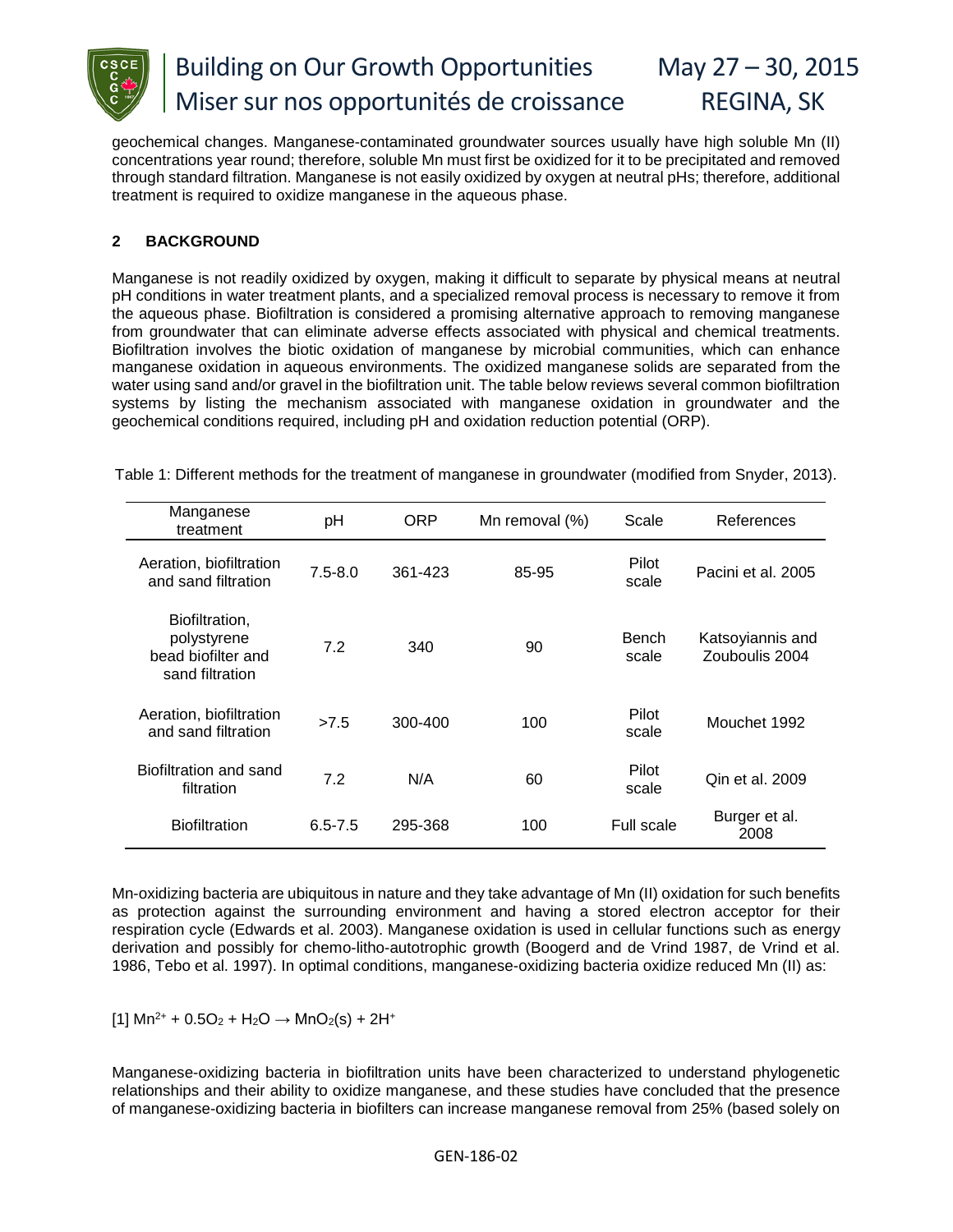geochemical changes. Manganese-contaminated groundwater sources usually have high soluble Mn (II) concentrations year round; therefore, soluble Mn must first be oxidized for it to be precipitated and removed through standard filtration. Manganese is not easily oxidized by oxygen at neutral pHs; therefore, additional treatment is required to oxidize manganese in the aqueous phase.

## 2 BACKGROUND

Manganese is not readily oxidized by oxygen, making it difficult to separate by physical means at neutral pH conditions in water treatment plants, and a specialized removal process is necessary to remove it from the aqueous phase. Biofiltration is considered a promising alternative approach to removing manganese from groundwater that can eliminate adverse effects associated with physical and chemical treatments. Biofiltration involves the biotic oxidation of manganese by microbial communities, which can enhance manganese oxidation in aqueous environments. The oxidized manganese solids are separated from the water using sand and/or gravel in the biofiltration unit. The table below reviews several common biofiltration systems by listing the mechanism associated with manganese oxidation in groundwater and the geochemical conditions required, including pH and oxidation reduction potential (ORP).

Table 1: Different methods for the treatment of manganese in groundwater (modified from Snyder, 2013).

| Manganese treatment | pH | ORP | Mn removal (%) | Scale | References |
|---|---|---|---|---|---|
| Aeration, biofiltration and sand filtration | 7.5-8.0 | 361-423 | 85-95 | Pilot scale | Pacini et al. 2005 |
| Biofiltration, polystyrene bead biofilter and sand filtration | 7.2 | 340 | 90 | Bench scale | Katsoyiannis and Zouboulis 2004 |
| Aeration, biofiltration and sand filtration | >7.5 | 300-400 | 100 | Pilot scale | Mouchet 1992 |
| Biofiltration and sand filtration | 7.2 | N/A | 60 | Pilot scale | Qin et al. 2009 |
| Biofiltration | 6.5-7.5 | 295-368 | 100 | Full scale | Burger et al. 2008 |

Mn-oxidizing bacteria are ubiquitous in nature and they take advantage of Mn (II) oxidation for such benefits as protection against the surrounding environment and having a stored electron acceptor for their respiration cycle (Edwards et al. 2003). Manganese oxidation is used in cellular functions such as energy derivation and possibly for chemo-litho-autotrophic growth (Boogerd and de Vrind 1987, de Vrind et al. 1986, Tebo et al. 1997). In optimal conditions, manganese-oxidizing bacteria oxidize reduced Mn (II) as:

$$[1]\ Mn^{2+} + 0.5O_2 + H_2O \rightarrow MnO_2(s) + 2H^+$$

Manganese-oxidizing bacteria in biofiltration units have been characterized to understand phylogenetic relationships and their ability to oxidize manganese, and these studies have concluded that the presence of manganese-oxidizing bacteria in biofilters can increase manganese removal from 25% (based solely on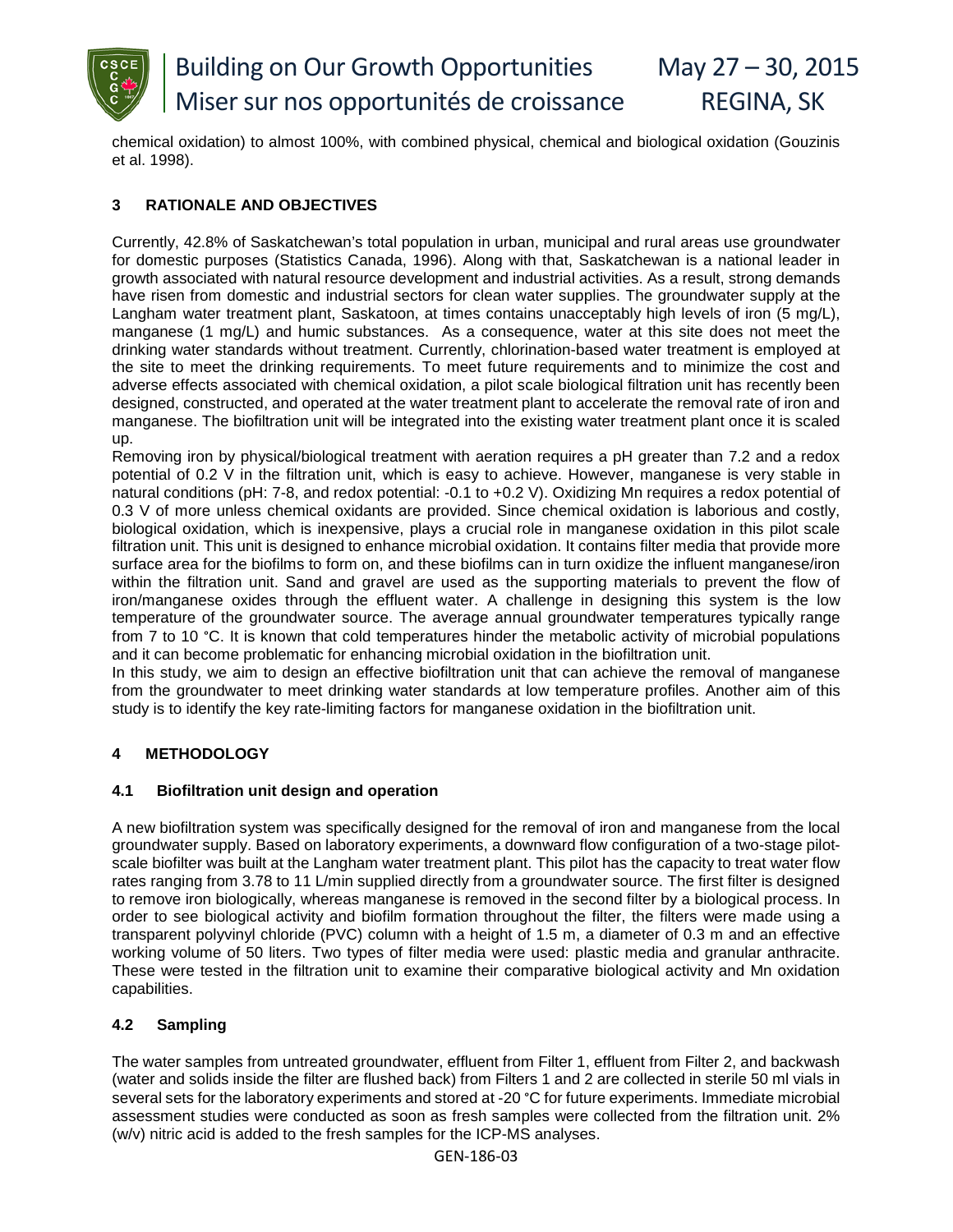chemical oxidation) to almost 100%, with combined physical, chemical and biological oxidation (Gouzinis et al. 1998).

## 3 RATIONALE AND OBJECTIVES

Currently, 42.8% of Saskatchewan's total population in urban, municipal and rural areas use groundwater for domestic purposes (Statistics Canada, 1996). Along with that, Saskatchewan is a national leader in growth associated with natural resource development and industrial activities. As a result, strong demands have risen from domestic and industrial sectors for clean water supplies. The groundwater supply at the Langham water treatment plant, Saskatoon, at times contains unacceptably high levels of iron (5 mg/L), manganese (1 mg/L) and humic substances. As a consequence, water at this site does not meet the drinking water standards without treatment. Currently, chlorination-based water treatment is employed at the site to meet the drinking requirements. To meet future requirements and to minimize the cost and adverse effects associated with chemical oxidation, a pilot scale biological filtration unit has recently been designed, constructed, and operated at the water treatment plant to accelerate the removal rate of iron and manganese. The biofiltration unit will be integrated into the existing water treatment plant once it is scaled up.

Removing iron by physical/biological treatment with aeration requires a pH greater than 7.2 and a redox potential of 0.2 V in the filtration unit, which is easy to achieve. However, manganese is very stable in natural conditions (pH: 7-8, and redox potential: -0.1 to +0.2 V). Oxidizing Mn requires a redox potential of 0.3 V of more unless chemical oxidants are provided. Since chemical oxidation is laborious and costly, biological oxidation, which is inexpensive, plays a crucial role in manganese oxidation in this pilot scale filtration unit. This unit is designed to enhance microbial oxidation. It contains filter media that provide more surface area for the biofilms to form on, and these biofilms can in turn oxidize the influent manganese/iron within the filtration unit. Sand and gravel are used as the supporting materials to prevent the flow of iron/manganese oxides through the effluent water. A challenge in designing this system is the low temperature of the groundwater source. The average annual groundwater temperatures typically range from 7 to 10 °C. It is known that cold temperatures hinder the metabolic activity of microbial populations and it can become problematic for enhancing microbial oxidation in the biofiltration unit.

In this study, we aim to design an effective biofiltration unit that can achieve the removal of manganese from the groundwater to meet drinking water standards at low temperature profiles. Another aim of this study is to identify the key rate-limiting factors for manganese oxidation in the biofiltration unit.

## 4 METHODOLOGY

### 4.1 Biofiltration unit design and operation

A new biofiltration system was specifically designed for the removal of iron and manganese from the local groundwater supply. Based on laboratory experiments, a downward flow configuration of a two-stage pilot-scale biofilter was built at the Langham water treatment plant. This pilot has the capacity to treat water flow rates ranging from 3.78 to 11 L/min supplied directly from a groundwater source. The first filter is designed to remove iron biologically, whereas manganese is removed in the second filter by a biological process. In order to see biological activity and biofilm formation throughout the filter, the filters were made using a transparent polyvinyl chloride (PVC) column with a height of 1.5 m, a diameter of 0.3 m and an effective working volume of 50 liters. Two types of filter media were used: plastic media and granular anthracite. These were tested in the filtration unit to examine their comparative biological activity and Mn oxidation capabilities.

### 4.2 Sampling

The water samples from untreated groundwater, effluent from Filter 1, effluent from Filter 2, and backwash (water and solids inside the filter are flushed back) from Filters 1 and 2 are collected in sterile 50 ml vials in several sets for the laboratory experiments and stored at -20 °C for future experiments. Immediate microbial assessment studies were conducted as soon as fresh samples were collected from the filtration unit. 2% (w/v) nitric acid is added to the fresh samples for the ICP-MS analyses.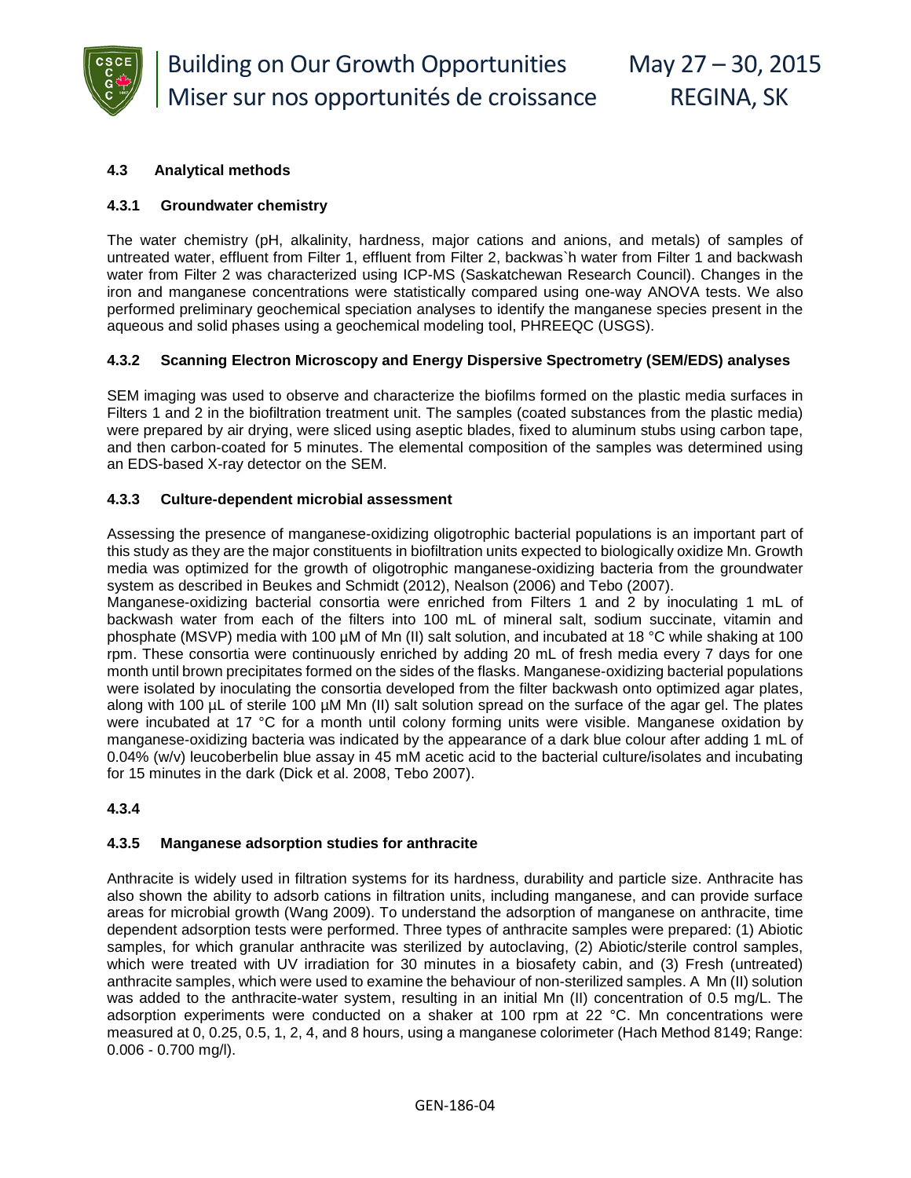### 4.3 Analytical methods

#### 4.3.1 Groundwater chemistry

The water chemistry (pH, alkalinity, hardness, major cations and anions, and metals) of samples of untreated water, effluent from Filter 1, effluent from Filter 2, backwas`h water from Filter 1 and backwash water from Filter 2 was characterized using ICP-MS (Saskatchewan Research Council). Changes in the iron and manganese concentrations were statistically compared using one-way ANOVA tests. We also performed preliminary geochemical speciation analyses to identify the manganese species present in the aqueous and solid phases using a geochemical modeling tool, PHREEQC (USGS).

#### 4.3.2 Scanning Electron Microscopy and Energy Dispersive Spectrometry (SEM/EDS) analyses

SEM imaging was used to observe and characterize the biofilms formed on the plastic media surfaces in Filters 1 and 2 in the biofiltration treatment unit. The samples (coated substances from the plastic media) were prepared by air drying, were sliced using aseptic blades, fixed to aluminum stubs using carbon tape, and then carbon-coated for 5 minutes. The elemental composition of the samples was determined using an EDS-based X-ray detector on the SEM.

#### 4.3.3 Culture-dependent microbial assessment

Assessing the presence of manganese-oxidizing oligotrophic bacterial populations is an important part of this study as they are the major constituents in biofiltration units expected to biologically oxidize Mn. Growth media was optimized for the growth of oligotrophic manganese-oxidizing bacteria from the groundwater system as described in Beukes and Schmidt (2012), Nealson (2006) and Tebo (2007).

Manganese-oxidizing bacterial consortia were enriched from Filters 1 and 2 by inoculating 1 mL of backwash water from each of the filters into 100 mL of mineral salt, sodium succinate, vitamin and phosphate (MSVP) media with 100 µM of Mn (II) salt solution, and incubated at 18 °C while shaking at 100 rpm. These consortia were continuously enriched by adding 20 mL of fresh media every 7 days for one month until brown precipitates formed on the sides of the flasks. Manganese-oxidizing bacterial populations were isolated by inoculating the consortia developed from the filter backwash onto optimized agar plates, along with 100 µL of sterile 100 µM Mn (II) salt solution spread on the surface of the agar gel. The plates were incubated at 17 °C for a month until colony forming units were visible. Manganese oxidation by manganese-oxidizing bacteria was indicated by the appearance of a dark blue colour after adding 1 mL of 0.04% (w/v) leucoberbelin blue assay in 45 mM acetic acid to the bacterial culture/isolates and incubating for 15 minutes in the dark (Dick et al. 2008, Tebo 2007).

#### 4.3.4

#### 4.3.5 Manganese adsorption studies for anthracite

Anthracite is widely used in filtration systems for its hardness, durability and particle size. Anthracite has also shown the ability to adsorb cations in filtration units, including manganese, and can provide surface areas for microbial growth (Wang 2009). To understand the adsorption of manganese on anthracite, time dependent adsorption tests were performed. Three types of anthracite samples were prepared: (1) Abiotic samples, for which granular anthracite was sterilized by autoclaving, (2) Abiotic/sterile control samples, which were treated with UV irradiation for 30 minutes in a biosafety cabin, and (3) Fresh (untreated) anthracite samples, which were used to examine the behaviour of non-sterilized samples. A Mn (II) solution was added to the anthracite-water system, resulting in an initial Mn (II) concentration of 0.5 mg/L. The adsorption experiments were conducted on a shaker at 100 rpm at 22 °C. Mn concentrations were measured at 0, 0.25, 0.5, 1, 2, 4, and 8 hours, using a manganese colorimeter (Hach Method 8149; Range: 0.006 - 0.700 mg/l).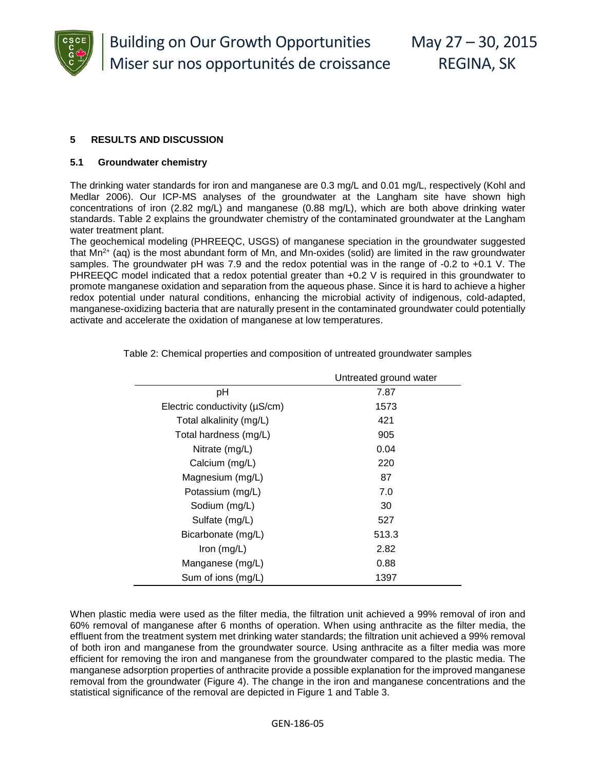## 5 RESULTS AND DISCUSSION

### 5.1 Groundwater chemistry

The drinking water standards for iron and manganese are 0.3 mg/L and 0.01 mg/L, respectively (Kohl and Medlar 2006). Our ICP-MS analyses of the groundwater at the Langham site have shown high concentrations of iron (2.82 mg/L) and manganese (0.88 mg/L), which are both above drinking water standards. Table 2 explains the groundwater chemistry of the contaminated groundwater at the Langham water treatment plant.

The geochemical modeling (PHREEQC, USGS) of manganese speciation in the groundwater suggested that $Mn^{2+}$ (aq) is the most abundant form of Mn, and Mn-oxides (solid) are limited in the raw groundwater samples. The groundwater pH was 7.9 and the redox potential was in the range of -0.2 to +0.1 V. The PHREEQC model indicated that a redox potential greater than +0.2 V is required in this groundwater to promote manganese oxidation and separation from the aqueous phase. Since it is hard to achieve a higher redox potential under natural conditions, enhancing the microbial activity of indigenous, cold-adapted, manganese-oxidizing bacteria that are naturally present in the contaminated groundwater could potentially activate and accelerate the oxidation of manganese at low temperatures.

Table 2: Chemical properties and composition of untreated groundwater samples

| | Untreated ground water |
|---|---|
| pH | 7.87 |
| Electric conductivity (µS/cm) | 1573 |
| Total alkalinity (mg/L) | 421 |
| Total hardness (mg/L) | 905 |
| Nitrate (mg/L) | 0.04 |
| Calcium (mg/L) | 220 |
| Magnesium (mg/L) | 87 |
| Potassium (mg/L) | 7.0 |
| Sodium (mg/L) | 30 |
| Sulfate (mg/L) | 527 |
| Bicarbonate (mg/L) | 513.3 |
| Iron (mg/L) | 2.82 |
| Manganese (mg/L) | 0.88 |
| Sum of ions (mg/L) | 1397 |

When plastic media were used as the filter media, the filtration unit achieved a 99% removal of iron and 60% removal of manganese after 6 months of operation. When using anthracite as the filter media, the effluent from the treatment system met drinking water standards; the filtration unit achieved a 99% removal of both iron and manganese from the groundwater source. Using anthracite as a filter media was more efficient for removing the iron and manganese from the groundwater compared to the plastic media. The manganese adsorption properties of anthracite provide a possible explanation for the improved manganese removal from the groundwater (Figure 4). The change in the iron and manganese concentrations and the statistical significance of the removal are depicted in Figure 1 and Table 3.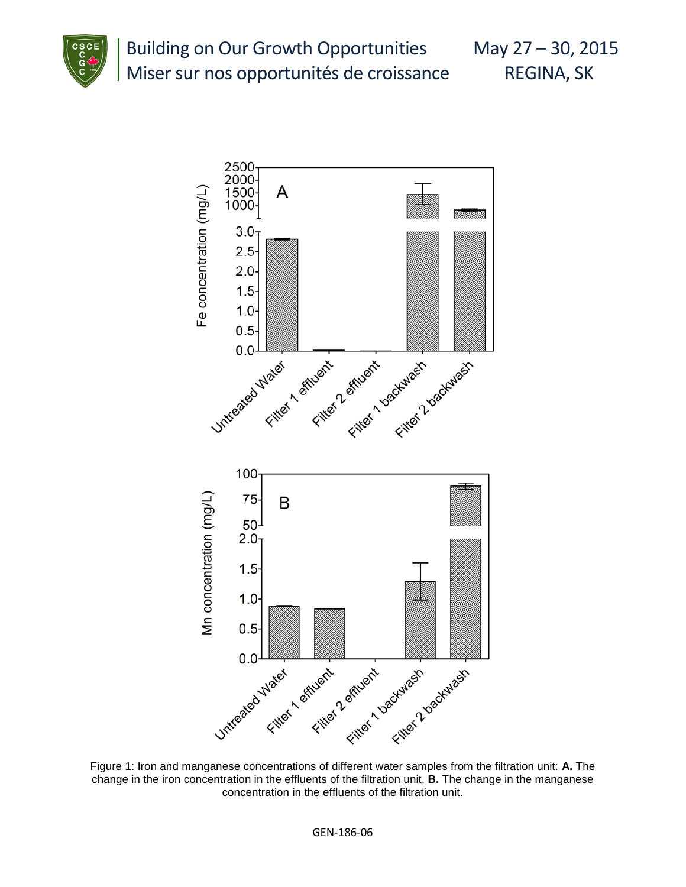Figure 1: Iron and manganese concentrations of different water samples from the filtration unit: **A.** The change in the iron concentration in the effluents of the filtration unit, **B.** The change in the manganese concentration in the effluents of the filtration unit.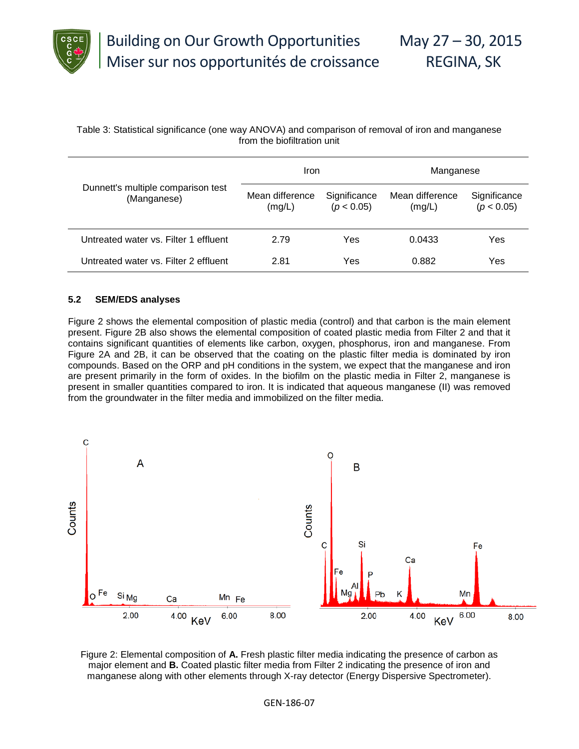Table 3: Statistical significance (one way ANOVA) and comparison of removal of iron and manganese from the biofiltration unit

| Dunnett's multiple comparison test (Manganese) | Iron | | Manganese | |
|---|---|---|---|---|
| | Mean difference (mg/L) | Significance ($p < 0.05$) | Mean difference (mg/L) | Significance ($p < 0.05$) |
| Untreated water vs. Filter 1 effluent | 2.79 | Yes | 0.0433 | Yes |
| Untreated water vs. Filter 2 effluent | 2.81 | Yes | 0.882 | Yes |

### 5.2 SEM/EDS analyses

Figure 2 shows the elemental composition of plastic media (control) and that carbon is the main element present. Figure 2B also shows the elemental composition of coated plastic media from Filter 2 and that it contains significant quantities of elements like carbon, oxygen, phosphorus, iron and manganese. From Figure 2A and 2B, it can be observed that the coating on the plastic filter media is dominated by iron compounds. Based on the ORP and pH conditions in the system, we expect that the manganese and iron are present primarily in the form of oxides. In the biofilm on the plastic media in Filter 2, manganese is present in smaller quantities compared to iron. It is indicated that aqueous manganese (II) was removed from the groundwater in the filter media and immobilized on the filter media.

Figure 2: Elemental composition of **A.** Fresh plastic filter media indicating the presence of carbon as major element and **B.** Coated plastic filter media from Filter 2 indicating the presence of iron and manganese along with other elements through X-ray detector (Energy Dispersive Spectrometer).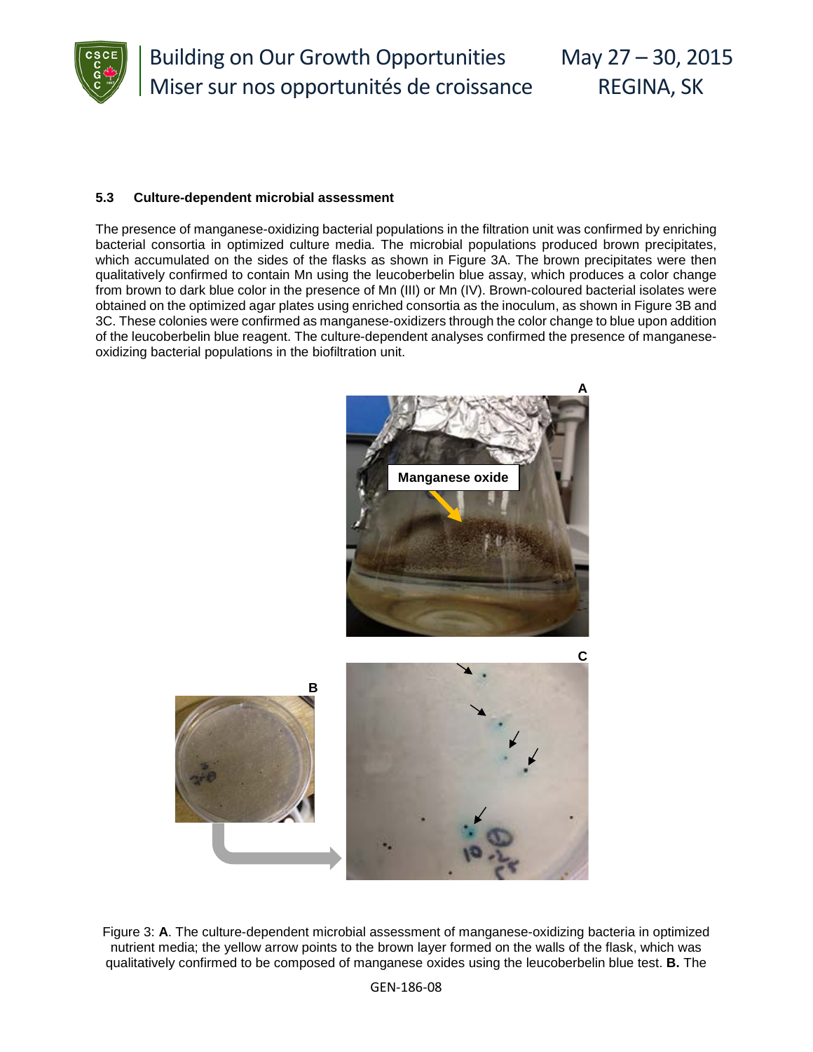### 5.3 Culture-dependent microbial assessment

The presence of manganese-oxidizing bacterial populations in the filtration unit was confirmed by enriching bacterial consortia in optimized culture media. The microbial populations produced brown precipitates, which accumulated on the sides of the flasks as shown in Figure 3A. The brown precipitates were then qualitatively confirmed to contain Mn using the leucoberbelin blue assay, which produces a color change from brown to dark blue color in the presence of Mn (III) or Mn (IV). Brown-coloured bacterial isolates were obtained on the optimized agar plates using enriched consortia as the inoculum, as shown in Figure 3B and 3C. These colonies were confirmed as manganese-oxidizers through the color change to blue upon addition of the leucoberbelin blue reagent. The culture-dependent analyses confirmed the presence of manganese-oxidizing bacterial populations in the biofiltration unit.

A

Manganese oxide

B

C

Figure 3: **A**. The culture-dependent microbial assessment of manganese-oxidizing bacteria in optimized nutrient media; the yellow arrow points to the brown layer formed on the walls of the flask, which was qualitatively confirmed to be composed of manganese oxides using the leucoberbelin blue test. **B.** The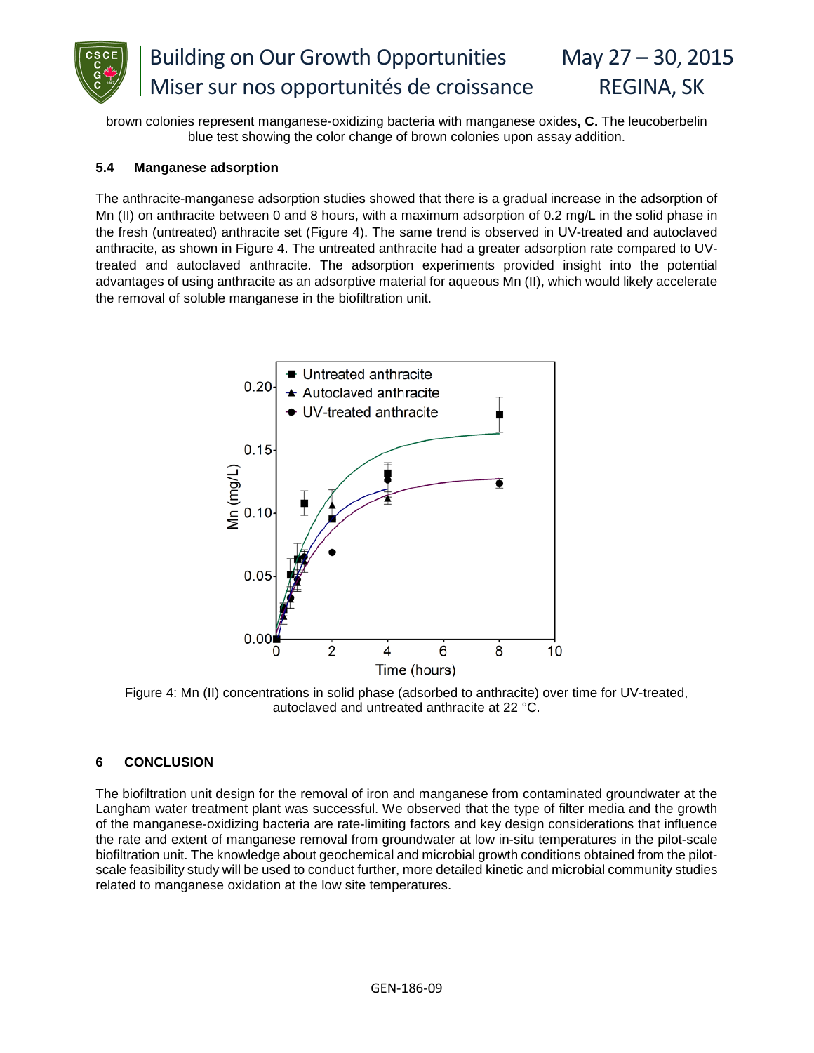brown colonies represent manganese-oxidizing bacteria with manganese oxides**, C.** The leucoberbelin blue test showing the color change of brown colonies upon assay addition.

### 5.4 Manganese adsorption

The anthracite-manganese adsorption studies showed that there is a gradual increase in the adsorption of Mn (II) on anthracite between 0 and 8 hours, with a maximum adsorption of 0.2 mg/L in the solid phase in the fresh (untreated) anthracite set (Figure 4). The same trend is observed in UV-treated and autoclaved anthracite, as shown in Figure 4. The untreated anthracite had a greater adsorption rate compared to UV-treated and autoclaved anthracite. The adsorption experiments provided insight into the potential advantages of using anthracite as an adsorptive material for aqueous Mn (II), which would likely accelerate the removal of soluble manganese in the biofiltration unit.

Untreated anthracite
Autoclaved anthracite
UV-treated anthracite
Mn (mg/L)
0.00
0.05
0.10
0.15
0.20
Time (hours)
0
2
4
6
8
10

Figure 4: Mn (II) concentrations in solid phase (adsorbed to anthracite) over time for UV-treated, autoclaved and untreated anthracite at 22 °C.

## 6 CONCLUSION

The biofiltration unit design for the removal of iron and manganese from contaminated groundwater at the Langham water treatment plant was successful. We observed that the type of filter media and the growth of the manganese-oxidizing bacteria are rate-limiting factors and key design considerations that influence the rate and extent of manganese removal from groundwater at low in-situ temperatures in the pilot-scale biofiltration unit. The knowledge about geochemical and microbial growth conditions obtained from the pilot-scale feasibility study will be used to conduct further, more detailed kinetic and microbial community studies related to manganese oxidation at the low site temperatures.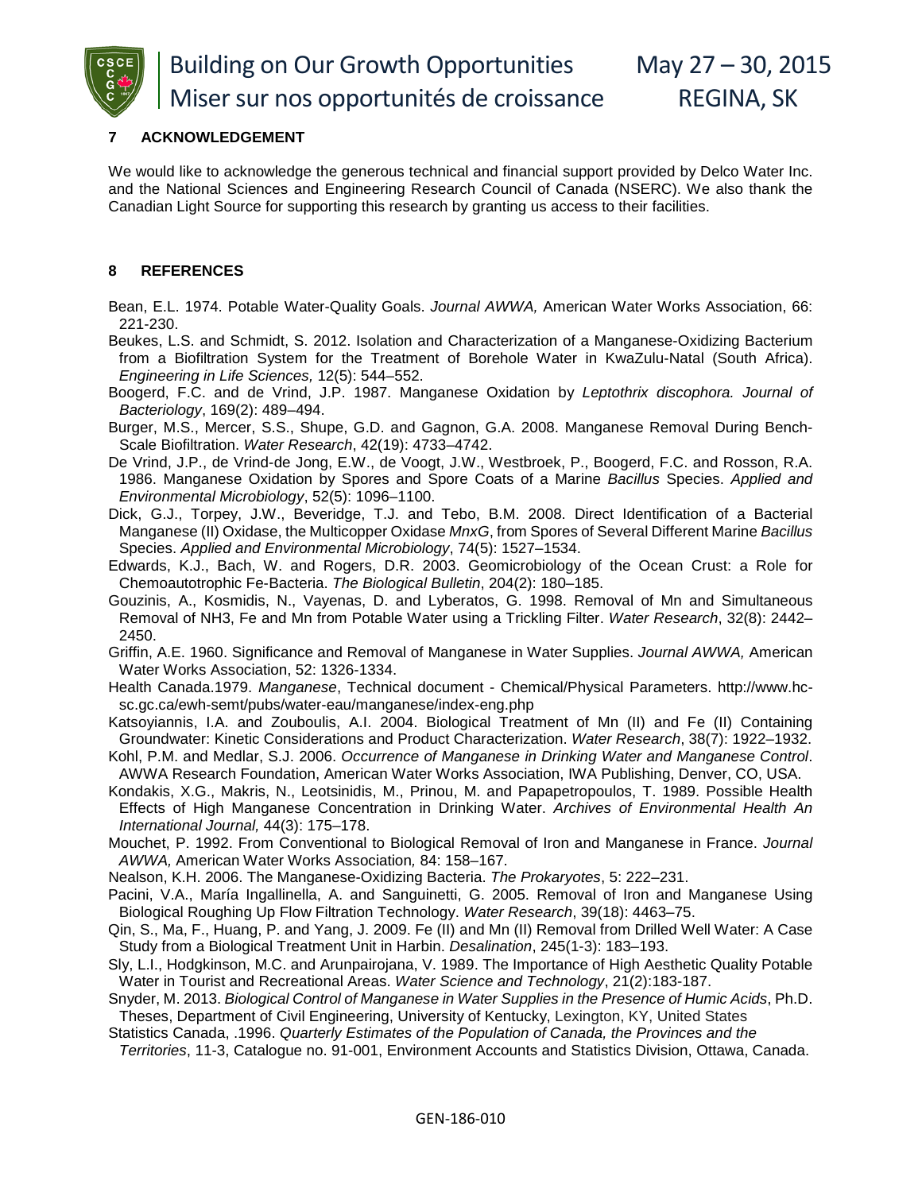## 7 ACKNOWLEDGEMENT

We would like to acknowledge the generous technical and financial support provided by Delco Water Inc. and the National Sciences and Engineering Research Council of Canada (NSERC). We also thank the Canadian Light Source for supporting this research by granting us access to their facilities.

## 8 REFERENCES

Bean, E.L. 1974. Potable Water-Quality Goals. *Journal AWWA,* American Water Works Association, 66: 221-230.

Beukes, L.S. and Schmidt, S. 2012. Isolation and Characterization of a Manganese-Oxidizing Bacterium from a Biofiltration System for the Treatment of Borehole Water in KwaZulu-Natal (South Africa). *Engineering in Life Sciences,* 12(5): 544–552.

Boogerd, F.C. and de Vrind, J.P. 1987. Manganese Oxidation by *Leptothrix discophora. Journal of Bacteriology*, 169(2): 489–494.

Burger, M.S., Mercer, S.S., Shupe, G.D. and Gagnon, G.A. 2008. Manganese Removal During Bench-Scale Biofiltration. *Water Research*, 42(19): 4733–4742.

De Vrind, J.P., de Vrind-de Jong, E.W., de Voogt, J.W., Westbroek, P., Boogerd, F.C. and Rosson, R.A. 1986. Manganese Oxidation by Spores and Spore Coats of a Marine *Bacillus* Species. *Applied and Environmental Microbiology*, 52(5): 1096–1100.

Dick, G.J., Torpey, J.W., Beveridge, T.J. and Tebo, B.M. 2008. Direct Identification of a Bacterial Manganese (II) Oxidase, the Multicopper Oxidase *MnxG*, from Spores of Several Different Marine *Bacillus* Species. *Applied and Environmental Microbiology*, 74(5): 1527–1534.

Edwards, K.J., Bach, W. and Rogers, D.R. 2003. Geomicrobiology of the Ocean Crust: a Role for Chemoautotrophic Fe-Bacteria. *The Biological Bulletin*, 204(2): 180–185.

Gouzinis, A., Kosmidis, N., Vayenas, D. and Lyberatos, G. 1998. Removal of Mn and Simultaneous Removal of NH3, Fe and Mn from Potable Water using a Trickling Filter. *Water Research*, 32(8): 2442–2450.

Griffin, A.E. 1960. Significance and Removal of Manganese in Water Supplies. *Journal AWWA,* American Water Works Association, 52: 1326-1334.

Health Canada.1979. *Manganese*, Technical document - Chemical/Physical Parameters. http://www.hc-sc.gc.ca/ewh-semt/pubs/water-eau/manganese/index-eng.php

Katsoyiannis, I.A. and Zouboulis, A.I. 2004. Biological Treatment of Mn (II) and Fe (II) Containing Groundwater: Kinetic Considerations and Product Characterization. *Water Research*, 38(7): 1922–1932.

Kohl, P.M. and Medlar, S.J. 2006. *Occurrence of Manganese in Drinking Water and Manganese Control*. AWWA Research Foundation, American Water Works Association, IWA Publishing, Denver, CO, USA.

Kondakis, X.G., Makris, N., Leotsinidis, M., Prinou, M. and Papapetropoulos, T. 1989. Possible Health Effects of High Manganese Concentration in Drinking Water. *Archives of Environmental Health An International Journal,* 44(3): 175–178.

Mouchet, P. 1992. From Conventional to Biological Removal of Iron and Manganese in France. *Journal AWWA,* American Water Works Association*,* 84: 158–167.

Nealson, K.H. 2006. The Manganese-Oxidizing Bacteria. *The Prokaryotes*, 5: 222–231.

Pacini, V.A., María Ingallinella, A. and Sanguinetti, G. 2005. Removal of Iron and Manganese Using Biological Roughing Up Flow Filtration Technology. *Water Research*, 39(18): 4463–75.

Qin, S., Ma, F., Huang, P. and Yang, J. 2009. Fe (II) and Mn (II) Removal from Drilled Well Water: A Case Study from a Biological Treatment Unit in Harbin. *Desalination*, 245(1-3): 183–193.

Sly, L.I., Hodgkinson, M.C. and Arunpairojana, V. 1989. The Importance of High Aesthetic Quality Potable Water in Tourist and Recreational Areas. *Water Science and Technology*, 21(2):183-187.

Snyder, M. 2013. *Biological Control of Manganese in Water Supplies in the Presence of Humic Acids*, Ph.D. Theses, Department of Civil Engineering, University of Kentucky, Lexington, KY, United States

Statistics Canada, .1996. *Quarterly Estimates of the Population of Canada, the Provinces and the Territories*, 11-3, Catalogue no. 91-001, Environment Accounts and Statistics Division, Ottawa, Canada.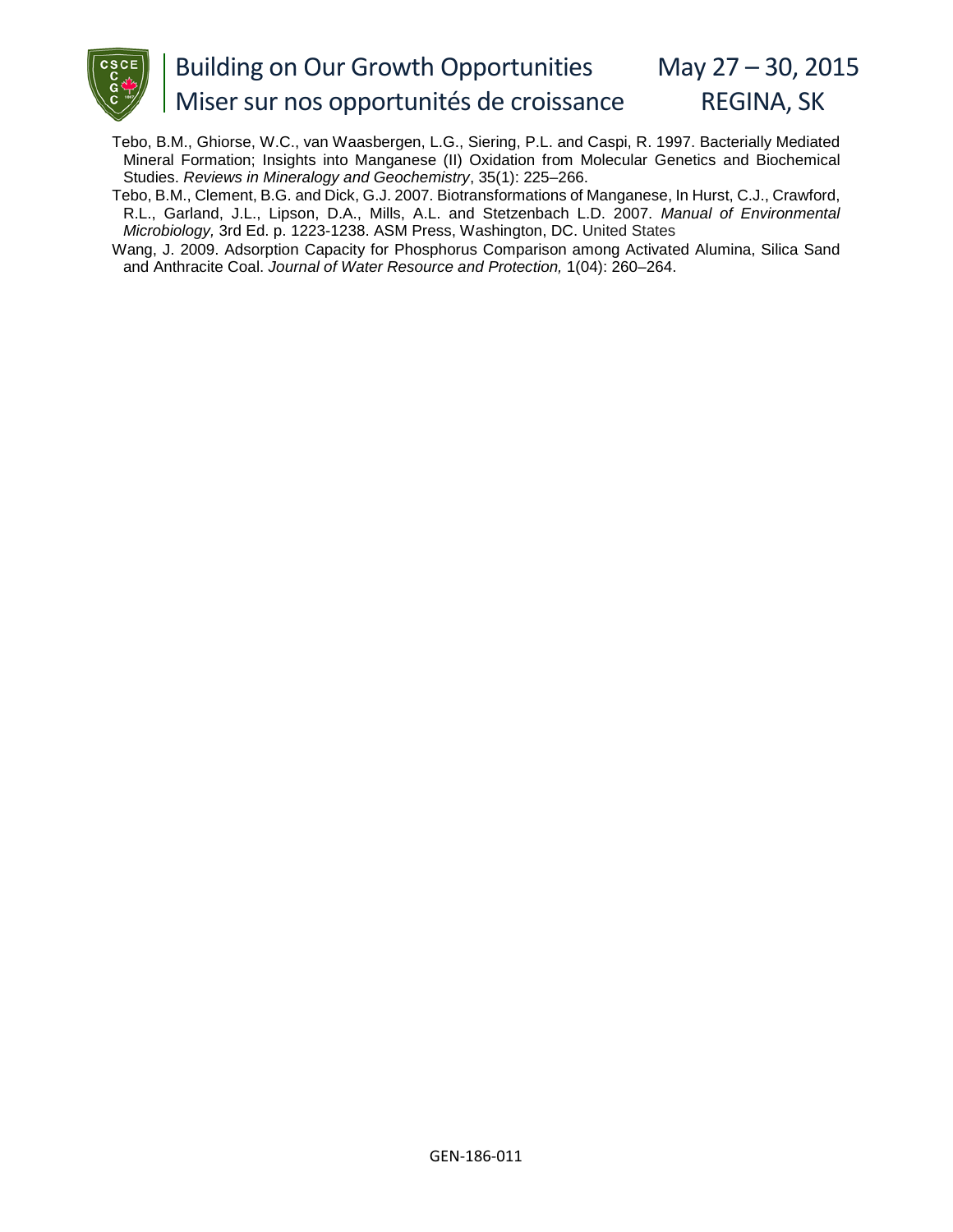Tebo, B.M., Ghiorse, W.C., van Waasbergen, L.G., Siering, P.L. and Caspi, R. 1997. Bacterially Mediated Mineral Formation; Insights into Manganese (II) Oxidation from Molecular Genetics and Biochemical Studies. *Reviews in Mineralogy and Geochemistry*, 35(1): 225–266.

Tebo, B.M., Clement, B.G. and Dick, G.J. 2007. Biotransformations of Manganese, In Hurst, C.J., Crawford, R.L., Garland, J.L., Lipson, D.A., Mills, A.L. and Stetzenbach L.D. 2007. *Manual of Environmental Microbiology,* 3rd Ed. p. 1223-1238. ASM Press, Washington, DC. United States

Wang, J. 2009. Adsorption Capacity for Phosphorus Comparison among Activated Alumina, Silica Sand and Anthracite Coal. *Journal of Water Resource and Protection,* 1(04): 260–264.